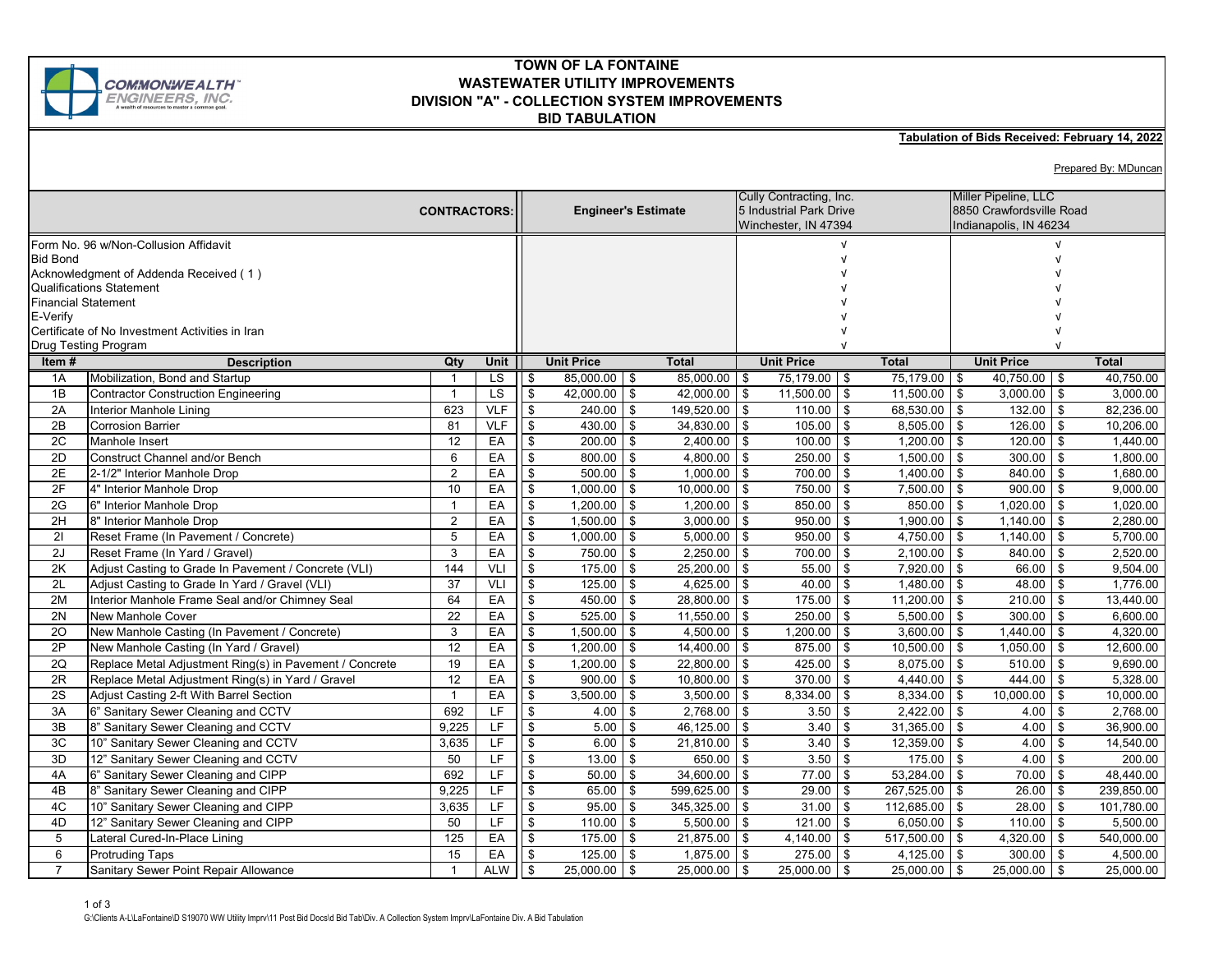# TOWN OF LA FONTAINE
## WASTEWATER UTILITY IMPROVEMENTS
## DIVISION "A" - COLLECTION SYSTEM IMPROVEMENTS
## BID TABULATION

**Tabulation of Bids Received: February 14, 2022**

Prepared By: MDuncan

| CONTRACTORS: | | | | Engineer's Estimate | | Cully Contracting, Inc.<br>5 Industrial Park Drive<br>Winchester, IN 47394 | | Miller Pipeline, LLC<br>8850 Crawfordsville Road<br>Indianapolis, IN 46234 | |
|---|---|---|---|---|---|---|---|---|---|
| Form No. 96 w/Non-Collusion Affidavit | | | | | | √ | | √ | |
| Bid Bond | | | | | | √ | | √ | |
| Acknowledgment of Addenda Received ( 1 ) | | | | | | √ | | √ | |
| Qualifications Statement | | | | | | √ | | √ | |
| Financial Statement | | | | | | √ | | √ | |
| E-Verify | | | | | | √ | | √ | |
| Certificate of No Investment Activities in Iran | | | | | | √ | | √ | |
| Drug Testing Program | | | | | | √ | | √ | |
| **Item #** | **Description** | **Qty** | **Unit** | **Unit Price** | **Total** | **Unit Price** | **Total** | **Unit Price** | **Total** |
| 1A | Mobilization, Bond and Startup | 1 | LS | $ 85,000.00 | $ 85,000.00 | $ 75,179.00 | $ 75,179.00 | $ 40,750.00 | $ 40,750.00 |
| 1B | Contractor Construction Engineering | 1 | LS | $ 42,000.00 | $ 42,000.00 | $ 11,500.00 | $ 11,500.00 | $ 3,000.00 | $ 3,000.00 |
| 2A | Interior Manhole Lining | 623 | VLF | $ 240.00 | $ 149,520.00 | $ 110.00 | $ 68,530.00 | $ 132.00 | $ 82,236.00 |
| 2B | Corrosion Barrier | 81 | VLF | $ 430.00 | $ 34,830.00 | $ 105.00 | $ 8,505.00 | $ 126.00 | $ 10,206.00 |
| 2C | Manhole Insert | 12 | EA | $ 200.00 | $ 2,400.00 | $ 100.00 | $ 1,200.00 | $ 120.00 | $ 1,440.00 |
| 2D | Construct Channel and/or Bench | 6 | EA | $ 800.00 | $ 4,800.00 | $ 250.00 | $ 1,500.00 | $ 300.00 | $ 1,800.00 |
| 2E | 2-1/2" Interior Manhole Drop | 2 | EA | $ 500.00 | $ 1,000.00 | $ 700.00 | $ 1,400.00 | $ 840.00 | $ 1,680.00 |
| 2F | 4" Interior Manhole Drop | 10 | EA | $ 1,000.00 | $ 10,000.00 | $ 750.00 | $ 7,500.00 | $ 900.00 | $ 9,000.00 |
| 2G | 6" Interior Manhole Drop | 1 | EA | $ 1,200.00 | $ 1,200.00 | $ 850.00 | $ 850.00 | $ 1,020.00 | $ 1,020.00 |
| 2H | 8" Interior Manhole Drop | 2 | EA | $ 1,500.00 | $ 3,000.00 | $ 950.00 | $ 1,900.00 | $ 1,140.00 | $ 2,280.00 |
| 2I | Reset Frame (In Pavement / Concrete) | 5 | EA | $ 1,000.00 | $ 5,000.00 | $ 950.00 | $ 4,750.00 | $ 1,140.00 | $ 5,700.00 |
| 2J | Reset Frame (In Yard / Gravel) | 3 | EA | $ 750.00 | $ 2,250.00 | $ 700.00 | $ 2,100.00 | $ 840.00 | $ 2,520.00 |
| 2K | Adjust Casting to Grade In Pavement / Concrete (VLI) | 144 | VLI | $ 175.00 | $ 25,200.00 | $ 55.00 | $ 7,920.00 | $ 66.00 | $ 9,504.00 |
| 2L | Adjust Casting to Grade In Yard / Gravel (VLI) | 37 | VLI | $ 125.00 | $ 4,625.00 | $ 40.00 | $ 1,480.00 | $ 48.00 | $ 1,776.00 |
| 2M | Interior Manhole Frame Seal and/or Chimney Seal | 64 | EA | $ 450.00 | $ 28,800.00 | $ 175.00 | $ 11,200.00 | $ 210.00 | $ 13,440.00 |
| 2N | New Manhole Cover | 22 | EA | $ 525.00 | $ 11,550.00 | $ 250.00 | $ 5,500.00 | $ 300.00 | $ 6,600.00 |
| 2O | New Manhole Casting (In Pavement / Concrete) | 3 | EA | $ 1,500.00 | $ 4,500.00 | $ 1,200.00 | $ 3,600.00 | $ 1,440.00 | $ 4,320.00 |
| 2P | New Manhole Casting (In Yard / Gravel) | 12 | EA | $ 1,200.00 | $ 14,400.00 | $ 875.00 | $ 10,500.00 | $ 1,050.00 | $ 12,600.00 |
| 2Q | Replace Metal Adjustment Ring(s) in Pavement / Concrete | 19 | EA | $ 1,200.00 | $ 22,800.00 | $ 425.00 | $ 8,075.00 | $ 510.00 | $ 9,690.00 |
| 2R | Replace Metal Adjustment Ring(s) in Yard / Gravel | 12 | EA | $ 900.00 | $ 10,800.00 | $ 370.00 | $ 4,440.00 | $ 444.00 | $ 5,328.00 |
| 2S | Adjust Casting 2-ft With Barrel Section | 1 | EA | $ 3,500.00 | $ 3,500.00 | $ 8,334.00 | $ 8,334.00 | $ 10,000.00 | $ 10,000.00 |
| 3A | 6" Sanitary Sewer Cleaning and CCTV | 692 | LF | $ 4.00 | $ 2,768.00 | $ 3.50 | $ 2,422.00 | $ 4.00 | $ 2,768.00 |
| 3B | 8" Sanitary Sewer Cleaning and CCTV | 9,225 | LF | $ 5.00 | $ 46,125.00 | $ 3.40 | $ 31,365.00 | $ 4.00 | $ 36,900.00 |
| 3C | 10" Sanitary Sewer Cleaning and CCTV | 3,635 | LF | $ 6.00 | $ 21,810.00 | $ 3.40 | $ 12,359.00 | $ 4.00 | $ 14,540.00 |
| 3D | 12" Sanitary Sewer Cleaning and CCTV | 50 | LF | $ 13.00 | $ 650.00 | $ 3.50 | $ 175.00 | $ 4.00 | $ 200.00 |
| 4A | 6" Sanitary Sewer Cleaning and CIPP | 692 | LF | $ 50.00 | $ 34,600.00 | $ 77.00 | $ 53,284.00 | $ 70.00 | $ 48,440.00 |
| 4B | 8" Sanitary Sewer Cleaning and CIPP | 9,225 | LF | $ 65.00 | $ 599,625.00 | $ 29.00 | $ 267,525.00 | $ 26.00 | $ 239,850.00 |
| 4C | 10" Sanitary Sewer Cleaning and CIPP | 3,635 | LF | $ 95.00 | $ 345,325.00 | $ 31.00 | $ 112,685.00 | $ 28.00 | $ 101,780.00 |
| 4D | 12" Sanitary Sewer Cleaning and CIPP | 50 | LF | $ 110.00 | $ 5,500.00 | $ 121.00 | $ 6,050.00 | $ 110.00 | $ 5,500.00 |
| 5 | Lateral Cured-In-Place Lining | 125 | EA | $ 175.00 | $ 21,875.00 | $ 4,140.00 | $ 517,500.00 | $ 4,320.00 | $ 540,000.00 |
| 6 | Protruding Taps | 15 | EA | $ 125.00 | $ 1,875.00 | $ 275.00 | $ 4,125.00 | $ 300.00 | $ 4,500.00 |
| 7 | Sanitary Sewer Point Repair Allowance | 1 | ALW | $ 25,000.00 | $ 25,000.00 | $ 25,000.00 | $ 25,000.00 | $ 25,000.00 | $ 25,000.00 |

G:\Clients A-L\LaFontaine\D S19070 WW Utility Imprv\11 Post Bid Docs\d Bid Tab\Div. A Collection System Imprv\LaFontaine Div. A Bid Tabulation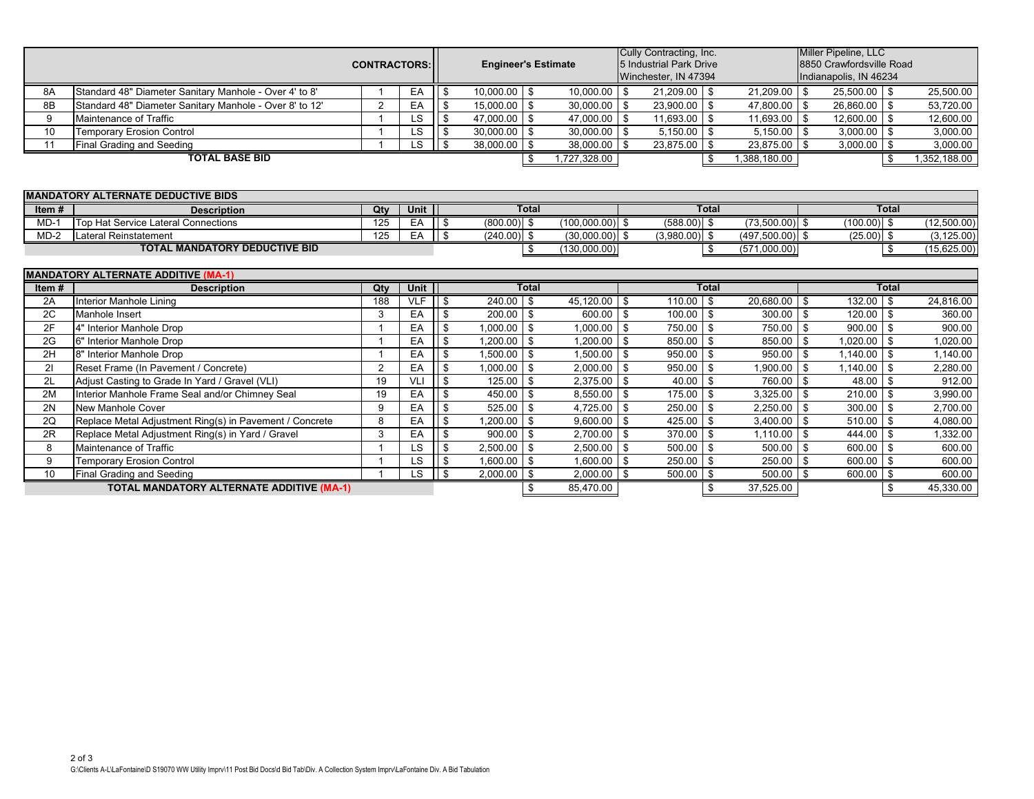| | | CONTRACTORS: | | Engineer's Estimate | | Cully Contracting, Inc. 5 Industrial Park Drive Winchester, IN 47394 | | Miller Pipeline, LLC 8850 Crawfordsville Road Indianapolis, IN 46234 | |
|---|---|---|---|---|---|---|---|---|---|
| 8A | Standard 48" Diameter Sanitary Manhole - Over 4' to 8' | 1 | EA | $ 10,000.00 | $ 10,000.00 | $ 21,209.00 | $ 21,209.00 | $ 25,500.00 | $ 25,500.00 |
| 8B | Standard 48" Diameter Sanitary Manhole - Over 8' to 12' | 2 | EA | $ 15,000.00 | $ 30,000.00 | $ 23,900.00 | $ 47,800.00 | $ 26,860.00 | $ 53,720.00 |
| 9 | Maintenance of Traffic | 1 | LS | $ 47,000.00 | $ 47,000.00 | $ 11,693.00 | $ 11,693.00 | $ 12,600.00 | $ 12,600.00 |
| 10 | Temporary Erosion Control | 1 | LS | $ 30,000.00 | $ 30,000.00 | $ 5,150.00 | $ 5,150.00 | $ 3,000.00 | $ 3,000.00 |
| 11 | Final Grading and Seeding | 1 | LS | $ 38,000.00 | $ 38,000.00 | $ 23,875.00 | $ 23,875.00 | $ 3,000.00 | $ 3,000.00 |
| | **TOTAL BASE BID** | | | | $ 1,727,328.00 | | $ 1,388,180.00 | | $ 1,352,188.00 |

**MANDATORY ALTERNATE DEDUCTIVE BIDS**

| Item # | Description | Qty | Unit | Total | | Total | | Total | |
|---|---|---|---|---|---|---|---|---|---|
| MD-1 | Top Hat Service Lateral Connections | 125 | EA | $ (800.00) | $ (100,000.00) | $ (588.00) | $ (73,500.00) | $ (100.00) | $ (12,500.00) |
| MD-2 | Lateral Reinstatement | 125 | EA | $ (240.00) | $ (30,000.00) | $ (3,980.00) | $ (497,500.00) | $ (25.00) | $ (3,125.00) |
| | **TOTAL MANDATORY DEDUCTIVE BID** | | | | $ (130,000.00) | | $ (571,000.00) | | $ (15,625.00) |

**MANDATORY ALTERNATE ADDITIVE (MA-1)**

| Item # | Description | Qty | Unit | Total | | Total | | Total | |
|---|---|---|---|---|---|---|---|---|---|
| 2A | Interior Manhole Lining | 188 | VLF | $ 240.00 | $ 45,120.00 | $ 110.00 | $ 20,680.00 | $ 132.00 | $ 24,816.00 |
| 2C | Manhole Insert | 3 | EA | $ 200.00 | $ 600.00 | $ 100.00 | $ 300.00 | $ 120.00 | $ 360.00 |
| 2F | 4" Interior Manhole Drop | 1 | EA | $ 1,000.00 | $ 1,000.00 | $ 750.00 | $ 750.00 | $ 900.00 | $ 900.00 |
| 2G | 6" Interior Manhole Drop | 1 | EA | $ 1,200.00 | $ 1,200.00 | $ 850.00 | $ 850.00 | $ 1,020.00 | $ 1,020.00 |
| 2H | 8" Interior Manhole Drop | 1 | EA | $ 1,500.00 | $ 1,500.00 | $ 950.00 | $ 950.00 | $ 1,140.00 | $ 1,140.00 |
| 2I | Reset Frame (In Pavement / Concrete) | 2 | EA | $ 1,000.00 | $ 2,000.00 | $ 950.00 | $ 1,900.00 | $ 1,140.00 | $ 2,280.00 |
| 2L | Adjust Casting to Grade In Yard / Gravel (VLI) | 19 | VLI | $ 125.00 | $ 2,375.00 | $ 40.00 | $ 760.00 | $ 48.00 | $ 912.00 |
| 2M | Interior Manhole Frame Seal and/or Chimney Seal | 19 | EA | $ 450.00 | $ 8,550.00 | $ 175.00 | $ 3,325.00 | $ 210.00 | $ 3,990.00 |
| 2N | New Manhole Cover | 9 | EA | $ 525.00 | $ 4,725.00 | $ 250.00 | $ 2,250.00 | $ 300.00 | $ 2,700.00 |
| 2Q | Replace Metal Adjustment Ring(s) in Pavement / Concrete | 8 | EA | $ 1,200.00 | $ 9,600.00 | $ 425.00 | $ 3,400.00 | $ 510.00 | $ 4,080.00 |
| 2R | Replace Metal Adjustment Ring(s) in Yard / Gravel | 3 | EA | $ 900.00 | $ 2,700.00 | $ 370.00 | $ 1,110.00 | $ 444.00 | $ 1,332.00 |
| 8 | Maintenance of Traffic | 1 | LS | $ 2,500.00 | $ 2,500.00 | $ 500.00 | $ 500.00 | $ 600.00 | $ 600.00 |
| 9 | Temporary Erosion Control | 1 | LS | $ 1,600.00 | $ 1,600.00 | $ 250.00 | $ 250.00 | $ 600.00 | $ 600.00 |
| 10 | Final Grading and Seeding | 1 | LS | $ 2,000.00 | $ 2,000.00 | $ 500.00 | $ 500.00 | $ 600.00 | $ 600.00 |
| | **TOTAL MANDATORY ALTERNATE ADDITIVE (MA-1)** | | | | $ 85,470.00 | | $ 37,525.00 | | $ 45,330.00 |

G:\Clients A-L\LaFontaine\D S19070 WW Utility Imprv\11 Post Bid Docs\d Bid Tab\Div. A Collection System Imprv\LaFontaine Div. A Bid Tabulation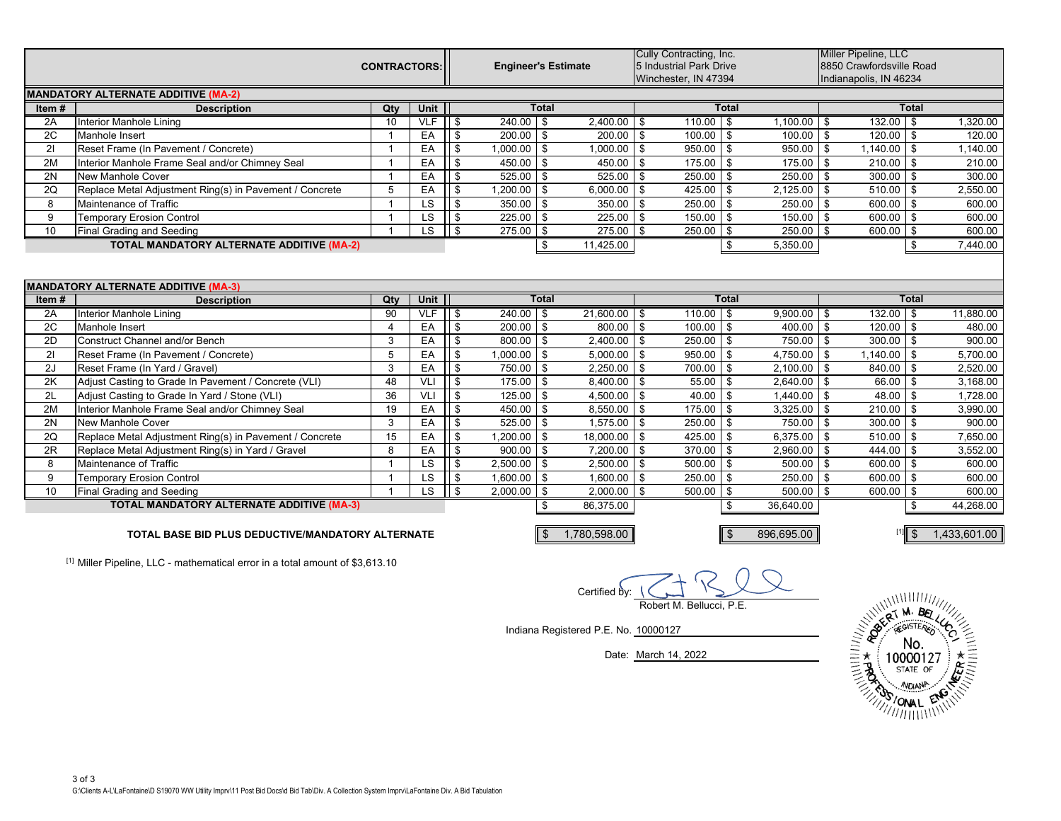| | | | CONTRACTORS: | Engineer's Estimate | | Cully Contracting, Inc. 5 Industrial Park Drive Winchester, IN 47394 | | Miller Pipeline, LLC 8850 Crawfordsville Road Indianapolis, IN 46234 | |
|---|---|---|---|---|---|---|---|---|---|
| **MANDATORY ALTERNATE ADDITIVE (MA-2)** | | | | | | | | | |
| **Item #** | **Description** | **Qty** | **Unit** | | **Total** | | **Total** | | **Total** |
| 2A | Interior Manhole Lining | 10 | VLF | $ 240.00 | $ 2,400.00 | $ 110.00 | $ 1,100.00 | $ 132.00 | $ 1,320.00 |
| 2C | Manhole Insert | 1 | EA | $ 200.00 | $ 200.00 | $ 100.00 | $ 100.00 | $ 120.00 | $ 120.00 |
| 2I | Reset Frame (In Pavement / Concrete) | 1 | EA | $ 1,000.00 | $ 1,000.00 | $ 950.00 | $ 950.00 | $ 1,140.00 | $ 1,140.00 |
| 2M | Interior Manhole Frame Seal and/or Chimney Seal | 1 | EA | $ 450.00 | $ 450.00 | $ 175.00 | $ 175.00 | $ 210.00 | $ 210.00 |
| 2N | New Manhole Cover | 1 | EA | $ 525.00 | $ 525.00 | $ 250.00 | $ 250.00 | $ 300.00 | $ 300.00 |
| 2Q | Replace Metal Adjustment Ring(s) in Pavement / Concrete | 5 | EA | $ 1,200.00 | $ 6,000.00 | $ 425.00 | $ 2,125.00 | $ 510.00 | $ 2,550.00 |
| 8 | Maintenance of Traffic | 1 | LS | $ 350.00 | $ 350.00 | $ 250.00 | $ 250.00 | $ 600.00 | $ 600.00 |
| 9 | Temporary Erosion Control | 1 | LS | $ 225.00 | $ 225.00 | $ 150.00 | $ 150.00 | $ 600.00 | $ 600.00 |
| 10 | Final Grading and Seeding | 1 | LS | $ 275.00 | $ 275.00 | $ 250.00 | $ 250.00 | $ 600.00 | $ 600.00 |
| **TOTAL MANDATORY ALTERNATE ADDITIVE (MA-2)** | | | | | $ 11,425.00 | | $ 5,350.00 | | $ 7,440.00 |

| | | | | | | | | | |
|---|---|---|---|---|---|---|---|---|---|
| **MANDATORY ALTERNATE ADDITIVE (MA-3)** | | | | | | | | | |
| **Item #** | **Description** | **Qty** | **Unit** | | **Total** | | **Total** | | **Total** |
| 2A | Interior Manhole Lining | 90 | VLF | $ 240.00 | $ 21,600.00 | $ 110.00 | $ 9,900.00 | $ 132.00 | $ 11,880.00 |
| 2C | Manhole Insert | 4 | EA | $ 200.00 | $ 800.00 | $ 100.00 | $ 400.00 | $ 120.00 | $ 480.00 |
| 2D | Construct Channel and/or Bench | 3 | EA | $ 800.00 | $ 2,400.00 | $ 250.00 | $ 750.00 | $ 300.00 | $ 900.00 |
| 2I | Reset Frame (In Pavement / Concrete) | 5 | EA | $ 1,000.00 | $ 5,000.00 | $ 950.00 | $ 4,750.00 | $ 1,140.00 | $ 5,700.00 |
| 2J | Reset Frame (In Yard / Gravel) | 3 | EA | $ 750.00 | $ 2,250.00 | $ 700.00 | $ 2,100.00 | $ 840.00 | $ 2,520.00 |
| 2K | Adjust Casting to Grade In Pavement / Concrete (VLI) | 48 | VLI | $ 175.00 | $ 8,400.00 | $ 55.00 | $ 2,640.00 | $ 66.00 | $ 3,168.00 |
| 2L | Adjust Casting to Grade In Yard / Stone (VLI) | 36 | VLI | $ 125.00 | $ 4,500.00 | $ 40.00 | $ 1,440.00 | $ 48.00 | $ 1,728.00 |
| 2M | Interior Manhole Frame Seal and/or Chimney Seal | 19 | EA | $ 450.00 | $ 8,550.00 | $ 175.00 | $ 3,325.00 | $ 210.00 | $ 3,990.00 |
| 2N | New Manhole Cover | 3 | EA | $ 525.00 | $ 1,575.00 | $ 250.00 | $ 750.00 | $ 300.00 | $ 900.00 |
| 2Q | Replace Metal Adjustment Ring(s) in Pavement / Concrete | 15 | EA | $ 1,200.00 | $ 18,000.00 | $ 425.00 | $ 6,375.00 | $ 510.00 | $ 7,650.00 |
| 2R | Replace Metal Adjustment Ring(s) in Yard / Gravel | 8 | EA | $ 900.00 | $ 7,200.00 | $ 370.00 | $ 2,960.00 | $ 444.00 | $ 3,552.00 |
| 8 | Maintenance of Traffic | 1 | LS | $ 2,500.00 | $ 2,500.00 | $ 500.00 | $ 500.00 | $ 600.00 | $ 600.00 |
| 9 | Temporary Erosion Control | 1 | LS | $ 1,600.00 | $ 1,600.00 | $ 250.00 | $ 250.00 | $ 600.00 | $ 600.00 |
| 10 | Final Grading and Seeding | 1 | LS | $ 2,000.00 | $ 2,000.00 | $ 500.00 | $ 500.00 | $ 600.00 | $ 600.00 |
| **TOTAL MANDATORY ALTERNATE ADDITIVE (MA-3)** | | | | | $ 86,375.00 | | $ 36,640.00 | | $ 44,268.00 |
| **TOTAL BASE BID PLUS DEDUCTIVE/MANDATORY ALTERNATE** | | | | | $ 1,780,598.00 | | $ 896,695.00 | | [1] $ 1,433,601.00 |

[1] Miller Pipeline, LLC - mathematical error in a total amount of $3,613.10

Certified by: Robert M. Bellucci, P.E.

Indiana Registered P.E. No. 10000127

Date: March 14, 2022

G:\Clients A-L\LaFontaine\D S19070 WW Utility Imprv\11 Post Bid Docs\d Bid Tab\Div. A Collection System Imprv\LaFontaine Div. A Bid Tabulation